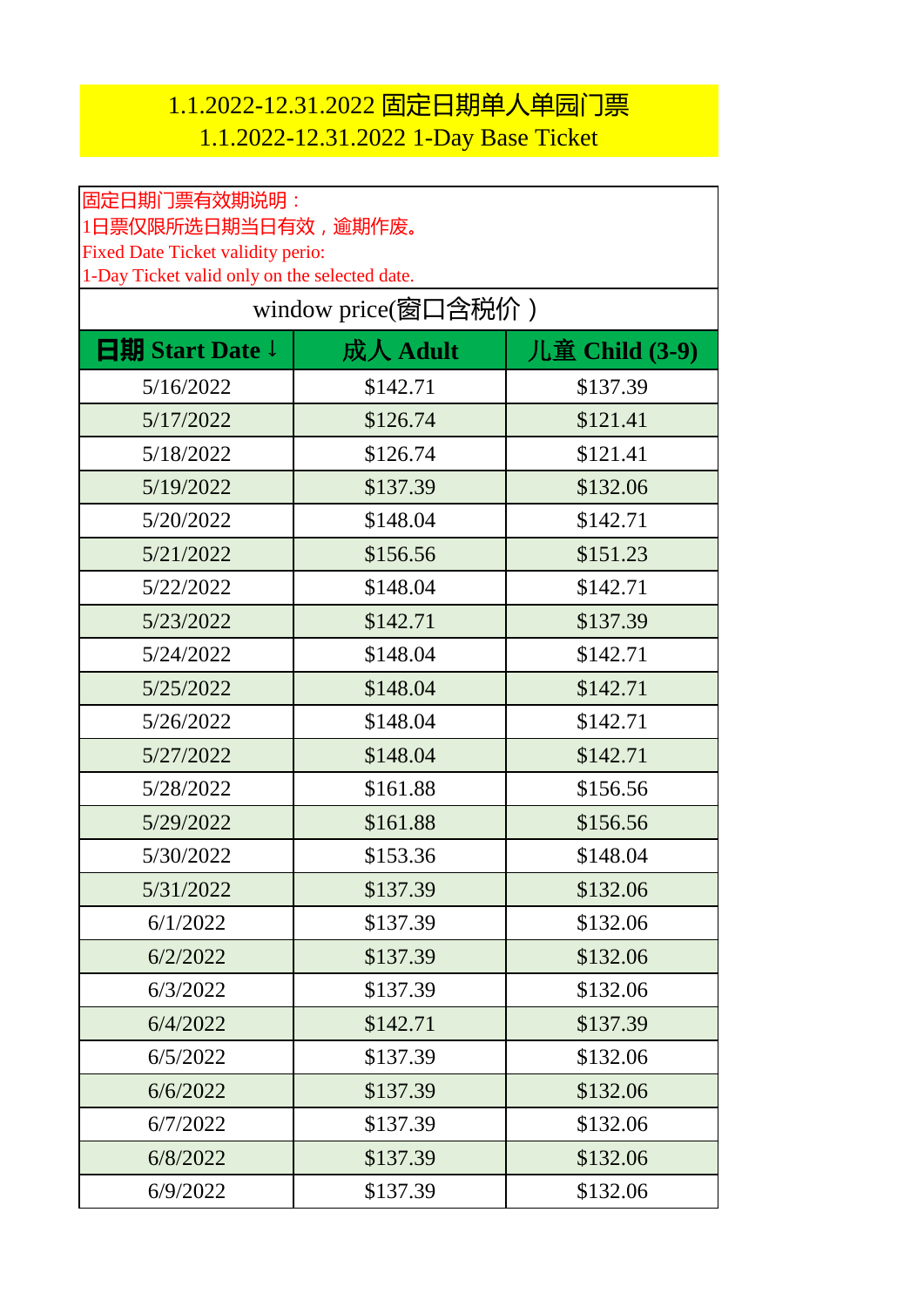# 1.1.2022-12.31.2022 固定日期单人单园门票
# 1.1.2022-12.31.2022 1-Day Base Ticket

固定日期门票有效期说明：
1日票仅限所选日期当日有效，逾期作废。
Fixed Date Ticket validity perio:
1-Day Ticket valid only on the selected date.

window price(窗口含税价）

| 日期 Start Date ↓ | 成人 Adult | 儿童 Child (3-9) |
|---|---|---|
| 5/16/2022 | $142.71 | $137.39 |
| 5/17/2022 | $126.74 | $121.41 |
| 5/18/2022 | $126.74 | $121.41 |
| 5/19/2022 | $137.39 | $132.06 |
| 5/20/2022 | $148.04 | $142.71 |
| 5/21/2022 | $156.56 | $151.23 |
| 5/22/2022 | $148.04 | $142.71 |
| 5/23/2022 | $142.71 | $137.39 |
| 5/24/2022 | $148.04 | $142.71 |
| 5/25/2022 | $148.04 | $142.71 |
| 5/26/2022 | $148.04 | $142.71 |
| 5/27/2022 | $148.04 | $142.71 |
| 5/28/2022 | $161.88 | $156.56 |
| 5/29/2022 | $161.88 | $156.56 |
| 5/30/2022 | $153.36 | $148.04 |
| 5/31/2022 | $137.39 | $132.06 |
| 6/1/2022 | $137.39 | $132.06 |
| 6/2/2022 | $137.39 | $132.06 |
| 6/3/2022 | $137.39 | $132.06 |
| 6/4/2022 | $142.71 | $137.39 |
| 6/5/2022 | $137.39 | $132.06 |
| 6/6/2022 | $137.39 | $132.06 |
| 6/7/2022 | $137.39 | $132.06 |
| 6/8/2022 | $137.39 | $132.06 |
| 6/9/2022 | $137.39 | $132.06 |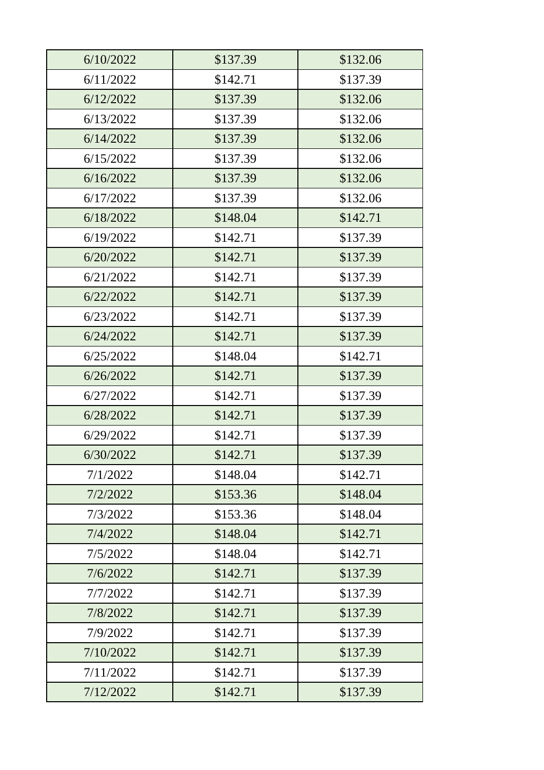| | | |
|---|---|---|
| 6/10/2022 | $137.39 | $132.06 |
| 6/11/2022 | $142.71 | $137.39 |
| 6/12/2022 | $137.39 | $132.06 |
| 6/13/2022 | $137.39 | $132.06 |
| 6/14/2022 | $137.39 | $132.06 |
| 6/15/2022 | $137.39 | $132.06 |
| 6/16/2022 | $137.39 | $132.06 |
| 6/17/2022 | $137.39 | $132.06 |
| 6/18/2022 | $148.04 | $142.71 |
| 6/19/2022 | $142.71 | $137.39 |
| 6/20/2022 | $142.71 | $137.39 |
| 6/21/2022 | $142.71 | $137.39 |
| 6/22/2022 | $142.71 | $137.39 |
| 6/23/2022 | $142.71 | $137.39 |
| 6/24/2022 | $142.71 | $137.39 |
| 6/25/2022 | $148.04 | $142.71 |
| 6/26/2022 | $142.71 | $137.39 |
| 6/27/2022 | $142.71 | $137.39 |
| 6/28/2022 | $142.71 | $137.39 |
| 6/29/2022 | $142.71 | $137.39 |
| 6/30/2022 | $142.71 | $137.39 |
| 7/1/2022 | $148.04 | $142.71 |
| 7/2/2022 | $153.36 | $148.04 |
| 7/3/2022 | $153.36 | $148.04 |
| 7/4/2022 | $148.04 | $142.71 |
| 7/5/2022 | $148.04 | $142.71 |
| 7/6/2022 | $142.71 | $137.39 |
| 7/7/2022 | $142.71 | $137.39 |
| 7/8/2022 | $142.71 | $137.39 |
| 7/9/2022 | $142.71 | $137.39 |
| 7/10/2022 | $142.71 | $137.39 |
| 7/11/2022 | $142.71 | $137.39 |
| 7/12/2022 | $142.71 | $137.39 |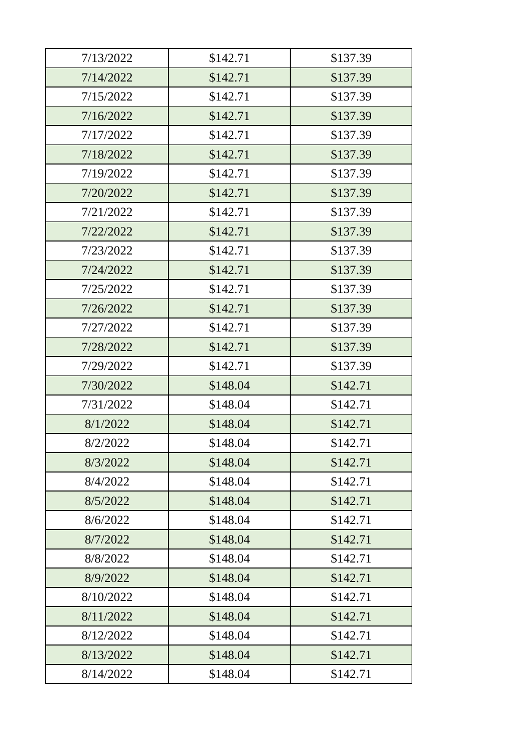| 7/13/2022 | $142.71 | $137.39 |
|---|---|---|
| 7/14/2022 | $142.71 | $137.39 |
| 7/15/2022 | $142.71 | $137.39 |
| 7/16/2022 | $142.71 | $137.39 |
| 7/17/2022 | $142.71 | $137.39 |
| 7/18/2022 | $142.71 | $137.39 |
| 7/19/2022 | $142.71 | $137.39 |
| 7/20/2022 | $142.71 | $137.39 |
| 7/21/2022 | $142.71 | $137.39 |
| 7/22/2022 | $142.71 | $137.39 |
| 7/23/2022 | $142.71 | $137.39 |
| 7/24/2022 | $142.71 | $137.39 |
| 7/25/2022 | $142.71 | $137.39 |
| 7/26/2022 | $142.71 | $137.39 |
| 7/27/2022 | $142.71 | $137.39 |
| 7/28/2022 | $142.71 | $137.39 |
| 7/29/2022 | $142.71 | $137.39 |
| 7/30/2022 | $148.04 | $142.71 |
| 7/31/2022 | $148.04 | $142.71 |
| 8/1/2022 | $148.04 | $142.71 |
| 8/2/2022 | $148.04 | $142.71 |
| 8/3/2022 | $148.04 | $142.71 |
| 8/4/2022 | $148.04 | $142.71 |
| 8/5/2022 | $148.04 | $142.71 |
| 8/6/2022 | $148.04 | $142.71 |
| 8/7/2022 | $148.04 | $142.71 |
| 8/8/2022 | $148.04 | $142.71 |
| 8/9/2022 | $148.04 | $142.71 |
| 8/10/2022 | $148.04 | $142.71 |
| 8/11/2022 | $148.04 | $142.71 |
| 8/12/2022 | $148.04 | $142.71 |
| 8/13/2022 | $148.04 | $142.71 |
| 8/14/2022 | $148.04 | $142.71 |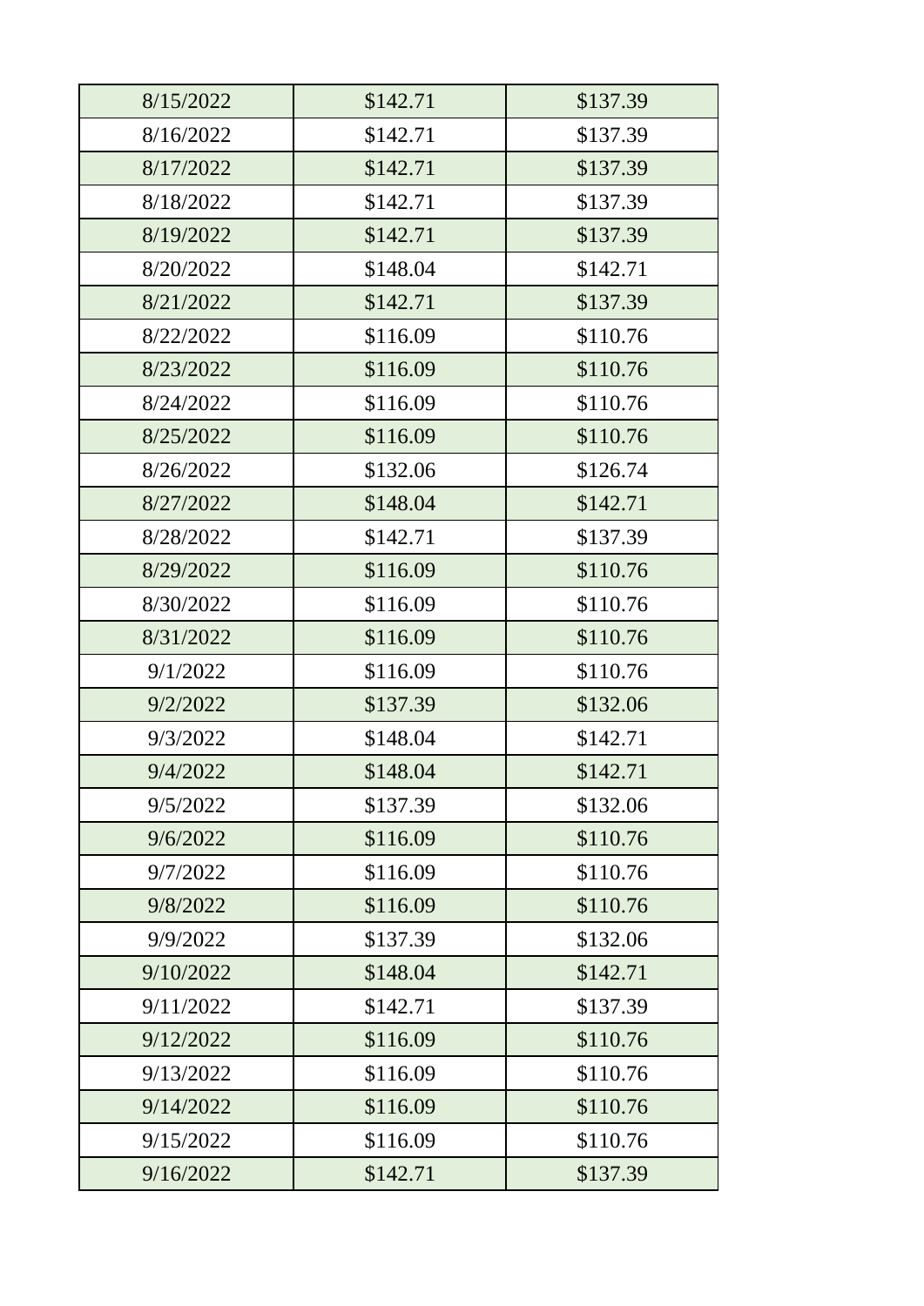| | | |
|---|---|---|
| 8/15/2022 | $142.71 | $137.39 |
| 8/16/2022 | $142.71 | $137.39 |
| 8/17/2022 | $142.71 | $137.39 |
| 8/18/2022 | $142.71 | $137.39 |
| 8/19/2022 | $142.71 | $137.39 |
| 8/20/2022 | $148.04 | $142.71 |
| 8/21/2022 | $142.71 | $137.39 |
| 8/22/2022 | $116.09 | $110.76 |
| 8/23/2022 | $116.09 | $110.76 |
| 8/24/2022 | $116.09 | $110.76 |
| 8/25/2022 | $116.09 | $110.76 |
| 8/26/2022 | $132.06 | $126.74 |
| 8/27/2022 | $148.04 | $142.71 |
| 8/28/2022 | $142.71 | $137.39 |
| 8/29/2022 | $116.09 | $110.76 |
| 8/30/2022 | $116.09 | $110.76 |
| 8/31/2022 | $116.09 | $110.76 |
| 9/1/2022 | $116.09 | $110.76 |
| 9/2/2022 | $137.39 | $132.06 |
| 9/3/2022 | $148.04 | $142.71 |
| 9/4/2022 | $148.04 | $142.71 |
| 9/5/2022 | $137.39 | $132.06 |
| 9/6/2022 | $116.09 | $110.76 |
| 9/7/2022 | $116.09 | $110.76 |
| 9/8/2022 | $116.09 | $110.76 |
| 9/9/2022 | $137.39 | $132.06 |
| 9/10/2022 | $148.04 | $142.71 |
| 9/11/2022 | $142.71 | $137.39 |
| 9/12/2022 | $116.09 | $110.76 |
| 9/13/2022 | $116.09 | $110.76 |
| 9/14/2022 | $116.09 | $110.76 |
| 9/15/2022 | $116.09 | $110.76 |
| 9/16/2022 | $142.71 | $137.39 |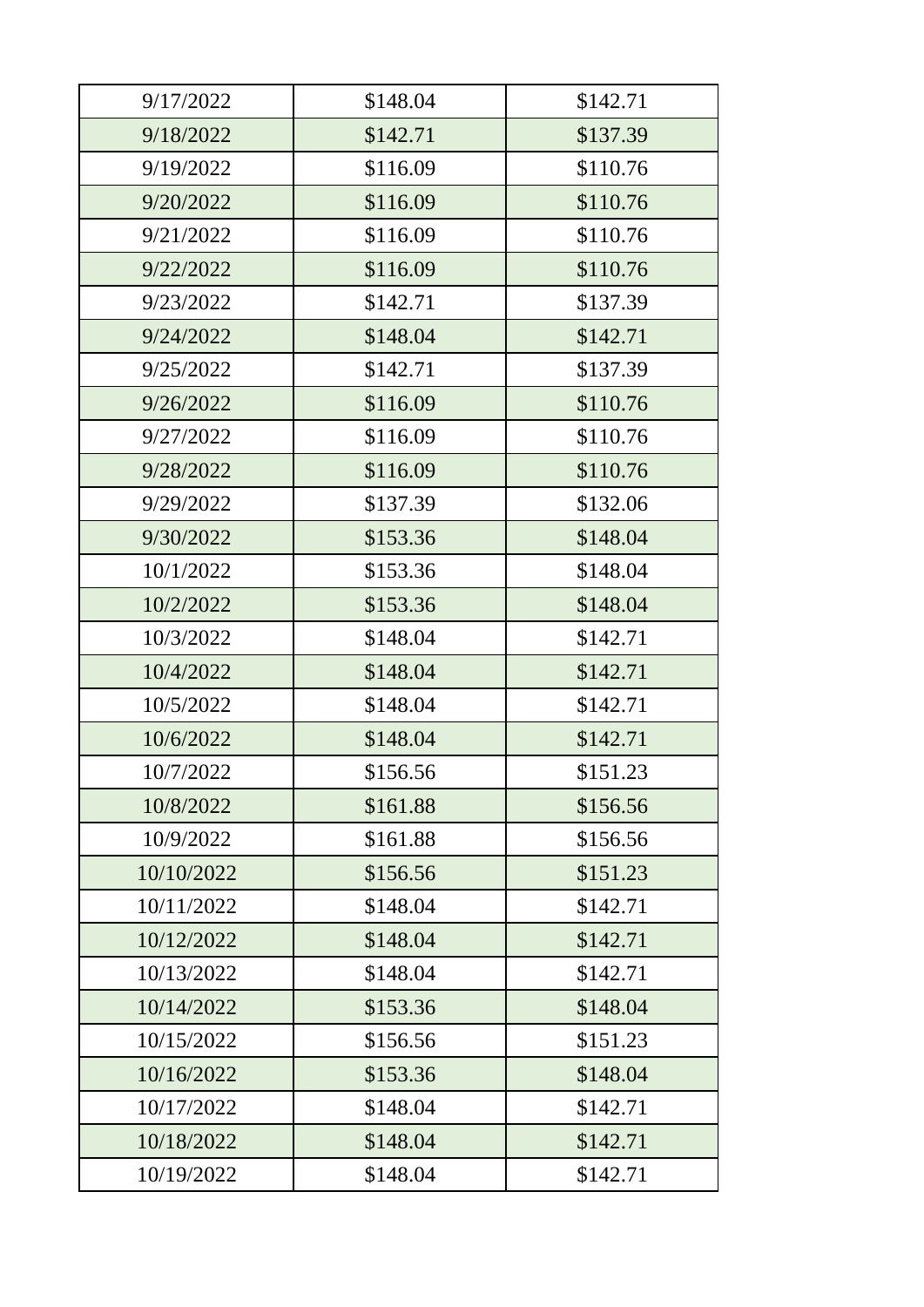| 9/17/2022 | $148.04 | $142.71 |
|---|---|---|
| 9/18/2022 | $142.71 | $137.39 |
| 9/19/2022 | $116.09 | $110.76 |
| 9/20/2022 | $116.09 | $110.76 |
| 9/21/2022 | $116.09 | $110.76 |
| 9/22/2022 | $116.09 | $110.76 |
| 9/23/2022 | $142.71 | $137.39 |
| 9/24/2022 | $148.04 | $142.71 |
| 9/25/2022 | $142.71 | $137.39 |
| 9/26/2022 | $116.09 | $110.76 |
| 9/27/2022 | $116.09 | $110.76 |
| 9/28/2022 | $116.09 | $110.76 |
| 9/29/2022 | $137.39 | $132.06 |
| 9/30/2022 | $153.36 | $148.04 |
| 10/1/2022 | $153.36 | $148.04 |
| 10/2/2022 | $153.36 | $148.04 |
| 10/3/2022 | $148.04 | $142.71 |
| 10/4/2022 | $148.04 | $142.71 |
| 10/5/2022 | $148.04 | $142.71 |
| 10/6/2022 | $148.04 | $142.71 |
| 10/7/2022 | $156.56 | $151.23 |
| 10/8/2022 | $161.88 | $156.56 |
| 10/9/2022 | $161.88 | $156.56 |
| 10/10/2022 | $156.56 | $151.23 |
| 10/11/2022 | $148.04 | $142.71 |
| 10/12/2022 | $148.04 | $142.71 |
| 10/13/2022 | $148.04 | $142.71 |
| 10/14/2022 | $153.36 | $148.04 |
| 10/15/2022 | $156.56 | $151.23 |
| 10/16/2022 | $153.36 | $148.04 |
| 10/17/2022 | $148.04 | $142.71 |
| 10/18/2022 | $148.04 | $142.71 |
| 10/19/2022 | $148.04 | $142.71 |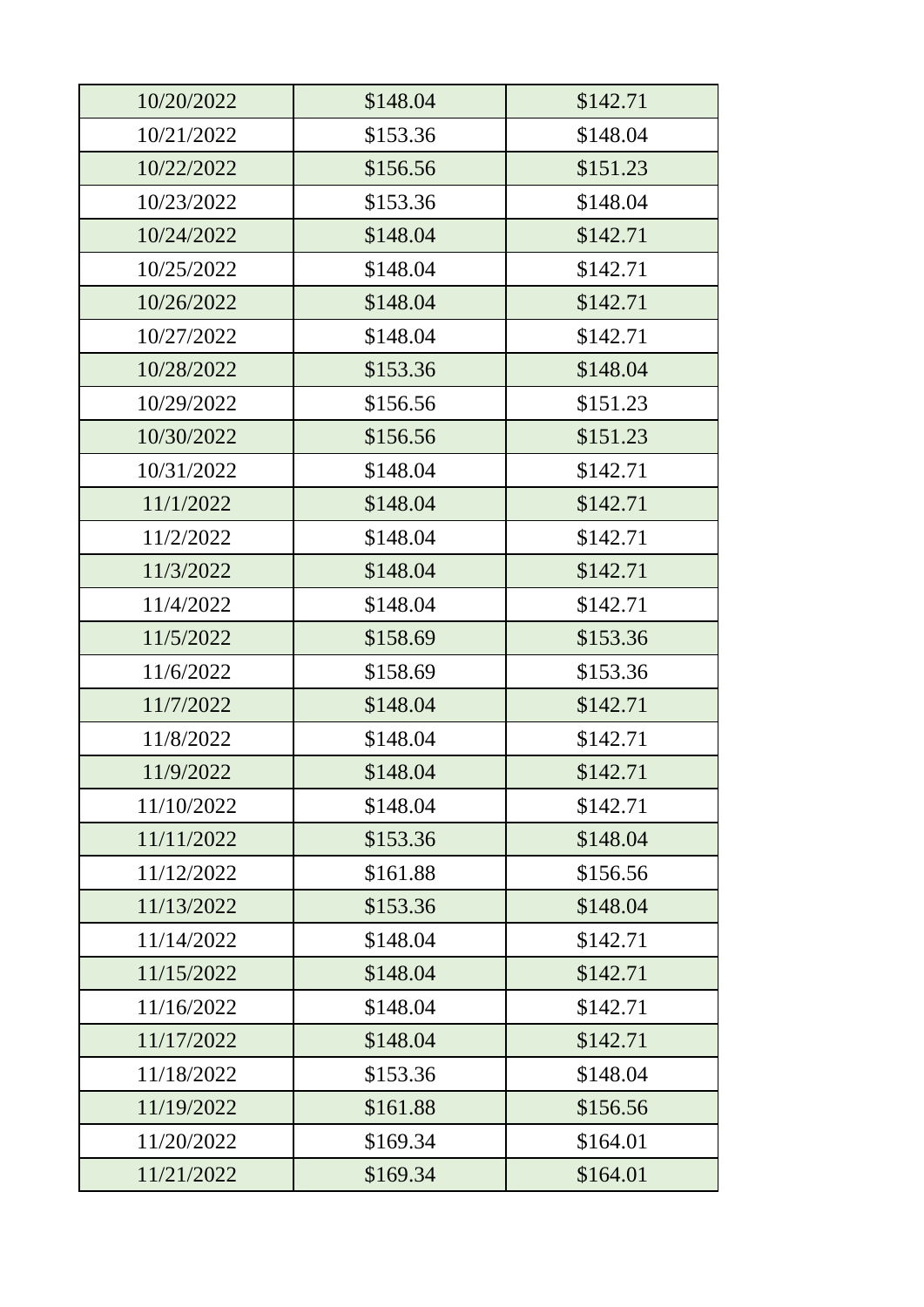| | | |
|---|---|---|
| 10/20/2022 | $148.04 | $142.71 |
| 10/21/2022 | $153.36 | $148.04 |
| 10/22/2022 | $156.56 | $151.23 |
| 10/23/2022 | $153.36 | $148.04 |
| 10/24/2022 | $148.04 | $142.71 |
| 10/25/2022 | $148.04 | $142.71 |
| 10/26/2022 | $148.04 | $142.71 |
| 10/27/2022 | $148.04 | $142.71 |
| 10/28/2022 | $153.36 | $148.04 |
| 10/29/2022 | $156.56 | $151.23 |
| 10/30/2022 | $156.56 | $151.23 |
| 10/31/2022 | $148.04 | $142.71 |
| 11/1/2022 | $148.04 | $142.71 |
| 11/2/2022 | $148.04 | $142.71 |
| 11/3/2022 | $148.04 | $142.71 |
| 11/4/2022 | $148.04 | $142.71 |
| 11/5/2022 | $158.69 | $153.36 |
| 11/6/2022 | $158.69 | $153.36 |
| 11/7/2022 | $148.04 | $142.71 |
| 11/8/2022 | $148.04 | $142.71 |
| 11/9/2022 | $148.04 | $142.71 |
| 11/10/2022 | $148.04 | $142.71 |
| 11/11/2022 | $153.36 | $148.04 |
| 11/12/2022 | $161.88 | $156.56 |
| 11/13/2022 | $153.36 | $148.04 |
| 11/14/2022 | $148.04 | $142.71 |
| 11/15/2022 | $148.04 | $142.71 |
| 11/16/2022 | $148.04 | $142.71 |
| 11/17/2022 | $148.04 | $142.71 |
| 11/18/2022 | $153.36 | $148.04 |
| 11/19/2022 | $161.88 | $156.56 |
| 11/20/2022 | $169.34 | $164.01 |
| 11/21/2022 | $169.34 | $164.01 |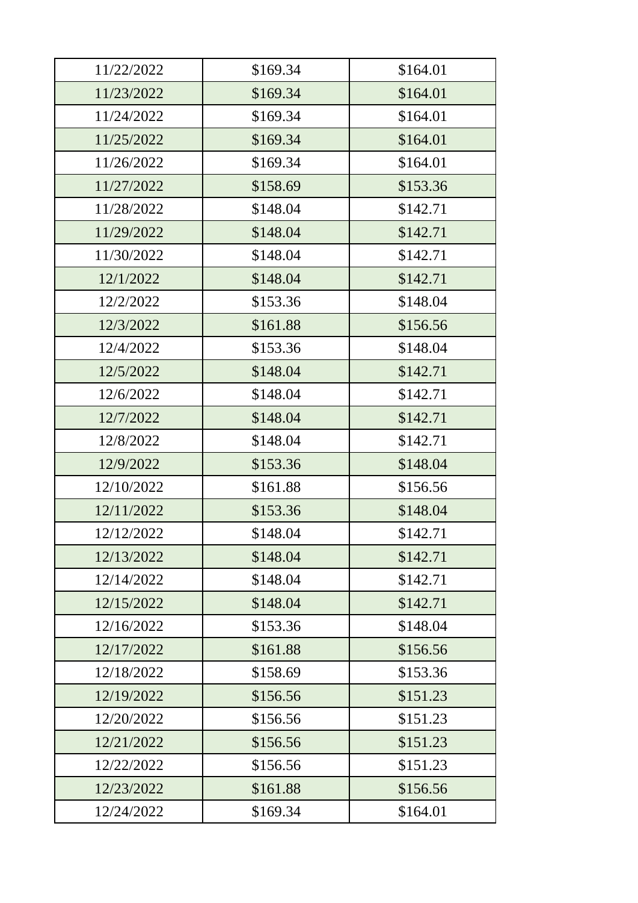| | | |
|---|---|---|
| 11/22/2022 | $169.34 | $164.01 |
| 11/23/2022 | $169.34 | $164.01 |
| 11/24/2022 | $169.34 | $164.01 |
| 11/25/2022 | $169.34 | $164.01 |
| 11/26/2022 | $169.34 | $164.01 |
| 11/27/2022 | $158.69 | $153.36 |
| 11/28/2022 | $148.04 | $142.71 |
| 11/29/2022 | $148.04 | $142.71 |
| 11/30/2022 | $148.04 | $142.71 |
| 12/1/2022 | $148.04 | $142.71 |
| 12/2/2022 | $153.36 | $148.04 |
| 12/3/2022 | $161.88 | $156.56 |
| 12/4/2022 | $153.36 | $148.04 |
| 12/5/2022 | $148.04 | $142.71 |
| 12/6/2022 | $148.04 | $142.71 |
| 12/7/2022 | $148.04 | $142.71 |
| 12/8/2022 | $148.04 | $142.71 |
| 12/9/2022 | $153.36 | $148.04 |
| 12/10/2022 | $161.88 | $156.56 |
| 12/11/2022 | $153.36 | $148.04 |
| 12/12/2022 | $148.04 | $142.71 |
| 12/13/2022 | $148.04 | $142.71 |
| 12/14/2022 | $148.04 | $142.71 |
| 12/15/2022 | $148.04 | $142.71 |
| 12/16/2022 | $153.36 | $148.04 |
| 12/17/2022 | $161.88 | $156.56 |
| 12/18/2022 | $158.69 | $153.36 |
| 12/19/2022 | $156.56 | $151.23 |
| 12/20/2022 | $156.56 | $151.23 |
| 12/21/2022 | $156.56 | $151.23 |
| 12/22/2022 | $156.56 | $151.23 |
| 12/23/2022 | $161.88 | $156.56 |
| 12/24/2022 | $169.34 | $164.01 |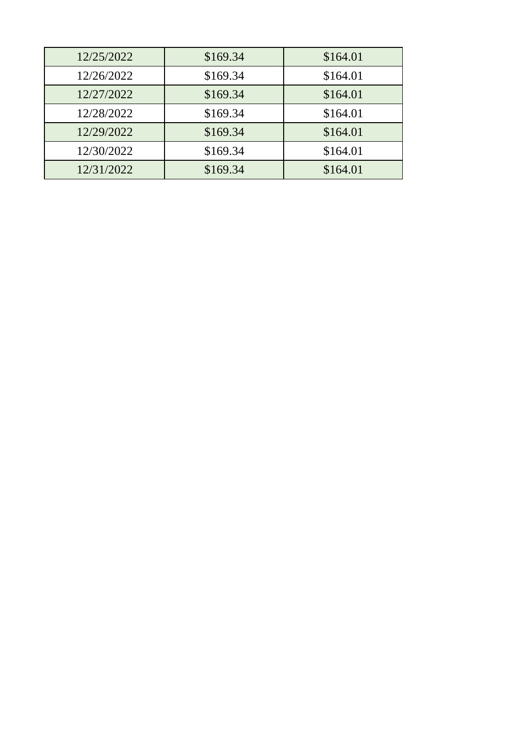| | | |
|---|---|---|
| 12/25/2022 | $169.34 | $164.01 |
| 12/26/2022 | $169.34 | $164.01 |
| 12/27/2022 | $169.34 | $164.01 |
| 12/28/2022 | $169.34 | $164.01 |
| 12/29/2022 | $169.34 | $164.01 |
| 12/30/2022 | $169.34 | $164.01 |
| 12/31/2022 | $169.34 | $164.01 |